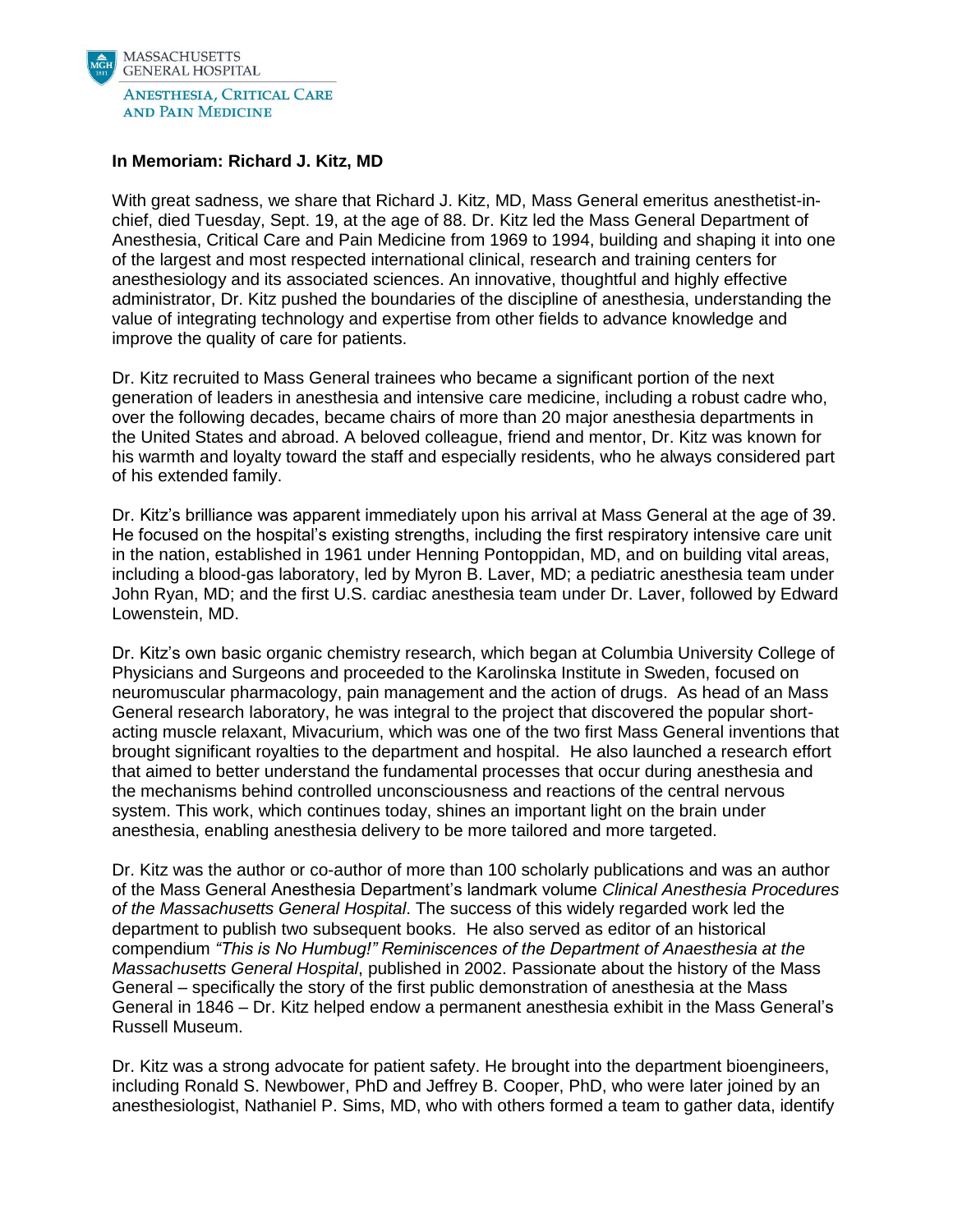# In Memoriam: Richard J. Kitz, MD

With great sadness, we share that Richard J. Kitz, MD, Mass General emeritus anesthetist-in-chief, died Tuesday, Sept. 19, at the age of 88. Dr. Kitz led the Mass General Department of Anesthesia, Critical Care and Pain Medicine from 1969 to 1994, building and shaping it into one of the largest and most respected international clinical, research and training centers for anesthesiology and its associated sciences. An innovative, thoughtful and highly effective administrator, Dr. Kitz pushed the boundaries of the discipline of anesthesia, understanding the value of integrating technology and expertise from other fields to advance knowledge and improve the quality of care for patients.

Dr. Kitz recruited to Mass General trainees who became a significant portion of the next generation of leaders in anesthesia and intensive care medicine, including a robust cadre who, over the following decades, became chairs of more than 20 major anesthesia departments in the United States and abroad. A beloved colleague, friend and mentor, Dr. Kitz was known for his warmth and loyalty toward the staff and especially residents, who he always considered part of his extended family.

Dr. Kitz's brilliance was apparent immediately upon his arrival at Mass General at the age of 39. He focused on the hospital's existing strengths, including the first respiratory intensive care unit in the nation, established in 1961 under Henning Pontoppidan, MD, and on building vital areas, including a blood-gas laboratory, led by Myron B. Laver, MD; a pediatric anesthesia team under John Ryan, MD; and the first U.S. cardiac anesthesia team under Dr. Laver, followed by Edward Lowenstein, MD.

Dr. Kitz's own basic organic chemistry research, which began at Columbia University College of Physicians and Surgeons and proceeded to the Karolinska Institute in Sweden, focused on neuromuscular pharmacology, pain management and the action of drugs. As head of an Mass General research laboratory, he was integral to the project that discovered the popular short-acting muscle relaxant, Mivacurium, which was one of the two first Mass General inventions that brought significant royalties to the department and hospital. He also launched a research effort that aimed to better understand the fundamental processes that occur during anesthesia and the mechanisms behind controlled unconsciousness and reactions of the central nervous system. This work, which continues today, shines an important light on the brain under anesthesia, enabling anesthesia delivery to be more tailored and more targeted.

Dr. Kitz was the author or co-author of more than 100 scholarly publications and was an author of the Mass General Anesthesia Department's landmark volume *Clinical Anesthesia Procedures of the Massachusetts General Hospital*. The success of this widely regarded work led the department to publish two subsequent books. He also served as editor of an historical compendium *"This is No Humbug!" Reminiscences of the Department of Anaesthesia at the Massachusetts General Hospital*, published in 2002. Passionate about the history of the Mass General – specifically the story of the first public demonstration of anesthesia at the Mass General in 1846 – Dr. Kitz helped endow a permanent anesthesia exhibit in the Mass General's Russell Museum.

Dr. Kitz was a strong advocate for patient safety. He brought into the department bioengineers, including Ronald S. Newbower, PhD and Jeffrey B. Cooper, PhD, who were later joined by an anesthesiologist, Nathaniel P. Sims, MD, who with others formed a team to gather data, identify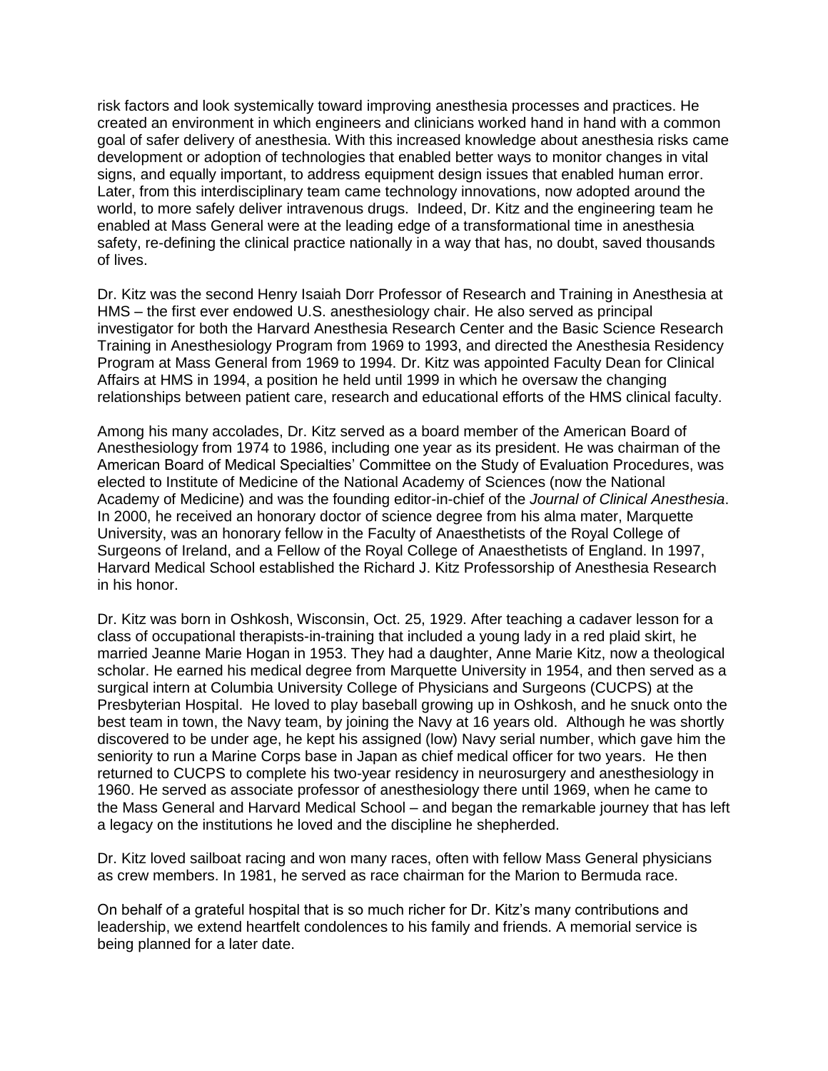risk factors and look systemically toward improving anesthesia processes and practices. He created an environment in which engineers and clinicians worked hand in hand with a common goal of safer delivery of anesthesia. With this increased knowledge about anesthesia risks came development or adoption of technologies that enabled better ways to monitor changes in vital signs, and equally important, to address equipment design issues that enabled human error. Later, from this interdisciplinary team came technology innovations, now adopted around the world, to more safely deliver intravenous drugs. Indeed, Dr. Kitz and the engineering team he enabled at Mass General were at the leading edge of a transformational time in anesthesia safety, re-defining the clinical practice nationally in a way that has, no doubt, saved thousands of lives.

Dr. Kitz was the second Henry Isaiah Dorr Professor of Research and Training in Anesthesia at HMS – the first ever endowed U.S. anesthesiology chair. He also served as principal investigator for both the Harvard Anesthesia Research Center and the Basic Science Research Training in Anesthesiology Program from 1969 to 1993, and directed the Anesthesia Residency Program at Mass General from 1969 to 1994. Dr. Kitz was appointed Faculty Dean for Clinical Affairs at HMS in 1994, a position he held until 1999 in which he oversaw the changing relationships between patient care, research and educational efforts of the HMS clinical faculty.

Among his many accolades, Dr. Kitz served as a board member of the American Board of Anesthesiology from 1974 to 1986, including one year as its president. He was chairman of the American Board of Medical Specialties' Committee on the Study of Evaluation Procedures, was elected to Institute of Medicine of the National Academy of Sciences (now the National Academy of Medicine) and was the founding editor-in-chief of the *Journal of Clinical Anesthesia*. In 2000, he received an honorary doctor of science degree from his alma mater, Marquette University, was an honorary fellow in the Faculty of Anaesthetists of the Royal College of Surgeons of Ireland, and a Fellow of the Royal College of Anaesthetists of England. In 1997, Harvard Medical School established the Richard J. Kitz Professorship of Anesthesia Research in his honor.

Dr. Kitz was born in Oshkosh, Wisconsin, Oct. 25, 1929. After teaching a cadaver lesson for a class of occupational therapists-in-training that included a young lady in a red plaid skirt, he married Jeanne Marie Hogan in 1953. They had a daughter, Anne Marie Kitz, now a theological scholar. He earned his medical degree from Marquette University in 1954, and then served as a surgical intern at Columbia University College of Physicians and Surgeons (CUCPS) at the Presbyterian Hospital. He loved to play baseball growing up in Oshkosh, and he snuck onto the best team in town, the Navy team, by joining the Navy at 16 years old. Although he was shortly discovered to be under age, he kept his assigned (low) Navy serial number, which gave him the seniority to run a Marine Corps base in Japan as chief medical officer for two years. He then returned to CUCPS to complete his two-year residency in neurosurgery and anesthesiology in 1960. He served as associate professor of anesthesiology there until 1969, when he came to the Mass General and Harvard Medical School – and began the remarkable journey that has left a legacy on the institutions he loved and the discipline he shepherded.

Dr. Kitz loved sailboat racing and won many races, often with fellow Mass General physicians as crew members. In 1981, he served as race chairman for the Marion to Bermuda race.

On behalf of a grateful hospital that is so much richer for Dr. Kitz's many contributions and leadership, we extend heartfelt condolences to his family and friends. A memorial service is being planned for a later date.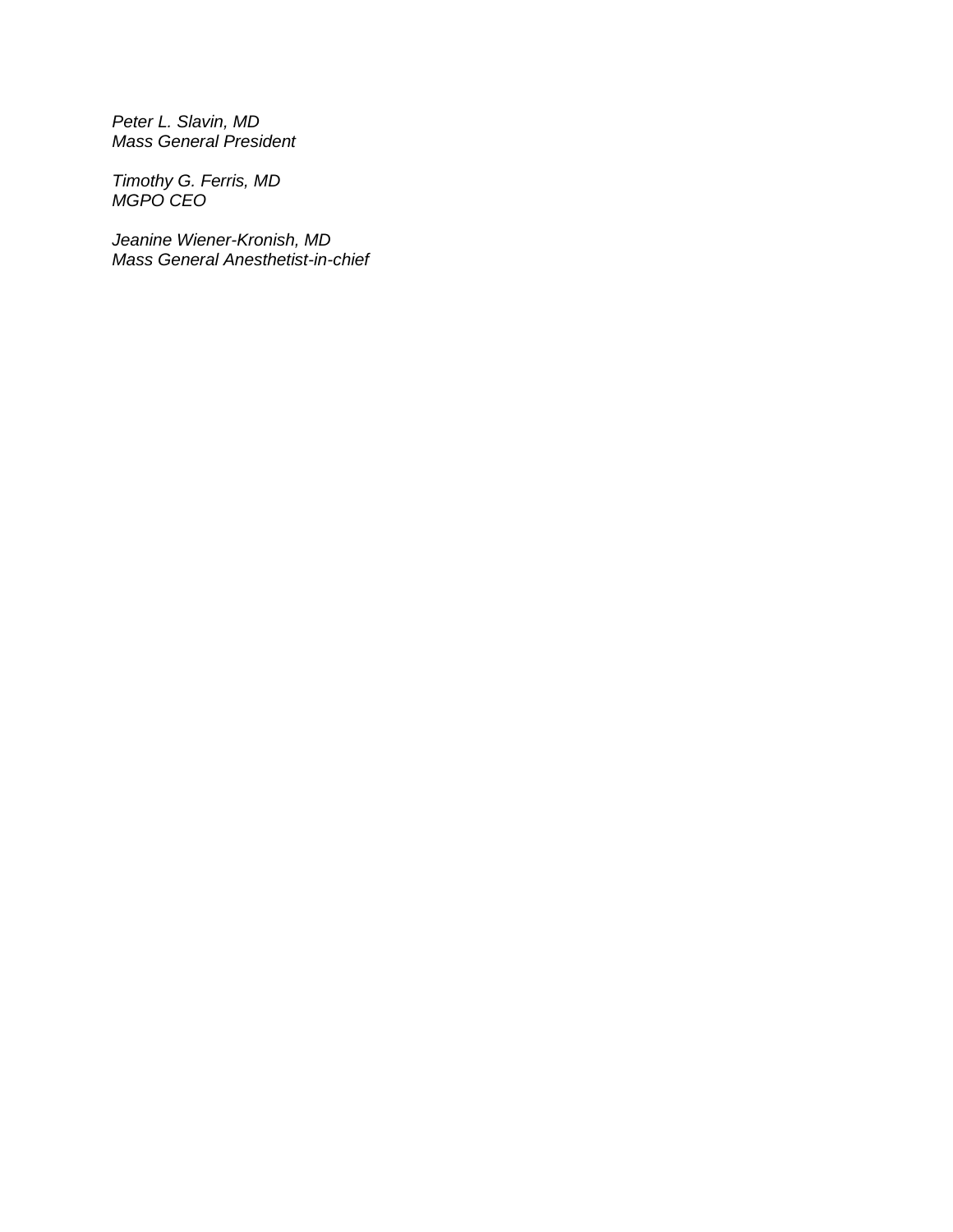*Peter L. Slavin, MD*
*Mass General President*

*Timothy G. Ferris, MD*
*MGPO CEO*

*Jeanine Wiener-Kronish, MD*
*Mass General Anesthetist-in-chief*